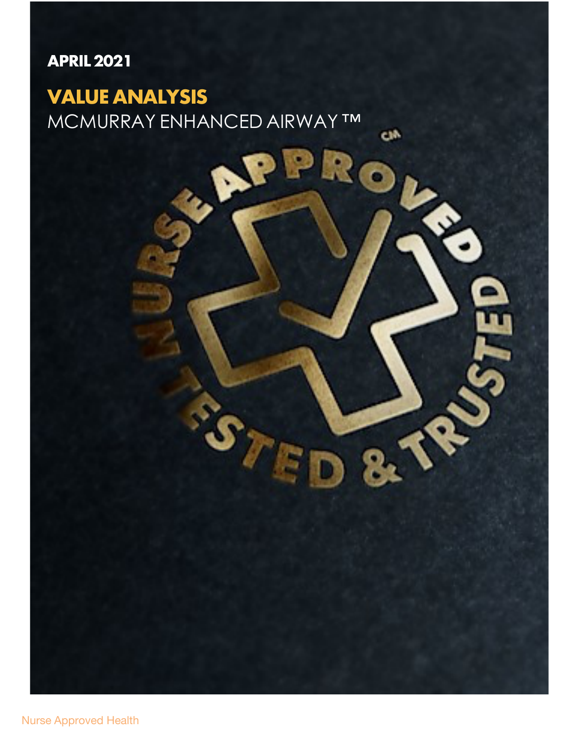**APRIL 2021**

# VALUE ANALYSIS

## MCMURRAY ENHANCED AIRWAY ™

NURSE APPROVED TESTED & TRUSTED

Nurse Approved Health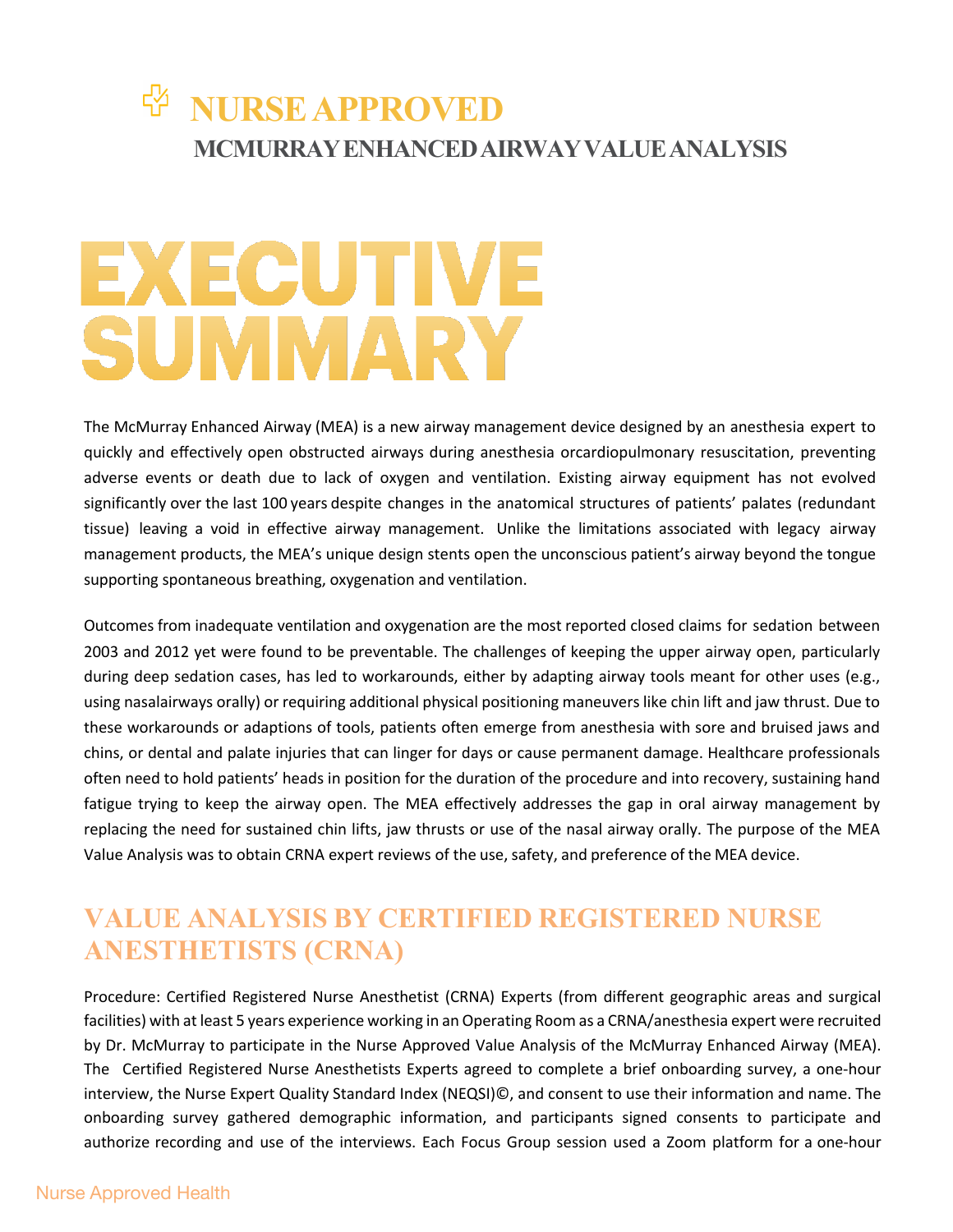# NURSE APPROVED

## MCMURRAY ENHANCED AIRWAY VALUE ANALYSIS

# EXECUTIVE SUMMARY

The McMurray Enhanced Airway (MEA) is a new airway management device designed by an anesthesia expert to quickly and effectively open obstructed airways during anesthesia orcardiopulmonary resuscitation, preventing adverse events or death due to lack of oxygen and ventilation. Existing airway equipment has not evolved significantly over the last 100 years despite changes in the anatomical structures of patients' palates (redundant tissue) leaving a void in effective airway management. Unlike the limitations associated with legacy airway management products, the MEA's unique design stents open the unconscious patient's airway beyond the tongue supporting spontaneous breathing, oxygenation and ventilation.

Outcomes from inadequate ventilation and oxygenation are the most reported closed claims for sedation between 2003 and 2012 yet were found to be preventable. The challenges of keeping the upper airway open, particularly during deep sedation cases, has led to workarounds, either by adapting airway tools meant for other uses (e.g., using nasalairways orally) or requiring additional physical positioning maneuvers like chin lift and jaw thrust. Due to these workarounds or adaptions of tools, patients often emerge from anesthesia with sore and bruised jaws and chins, or dental and palate injuries that can linger for days or cause permanent damage. Healthcare professionals often need to hold patients' heads in position for the duration of the procedure and into recovery, sustaining hand fatigue trying to keep the airway open. The MEA effectively addresses the gap in oral airway management by replacing the need for sustained chin lifts, jaw thrusts or use of the nasal airway orally. The purpose of the MEA Value Analysis was to obtain CRNA expert reviews of the use, safety, and preference of the MEA device.

## VALUE ANALYSIS BY CERTIFIED REGISTERED NURSE ANESTHETISTS (CRNA)

Procedure: Certified Registered Nurse Anesthetist (CRNA) Experts (from different geographic areas and surgical facilities) with at least 5 years experience working in an Operating Room as a CRNA/anesthesia expert were recruited by Dr. McMurray to participate in the Nurse Approved Value Analysis of the McMurray Enhanced Airway (MEA). The Certified Registered Nurse Anesthetists Experts agreed to complete a brief onboarding survey, a one-hour interview, the Nurse Expert Quality Standard Index (NEQSI)©, and consent to use their information and name. The onboarding survey gathered demographic information, and participants signed consents to participate and authorize recording and use of the interviews. Each Focus Group session used a Zoom platform for a one-hour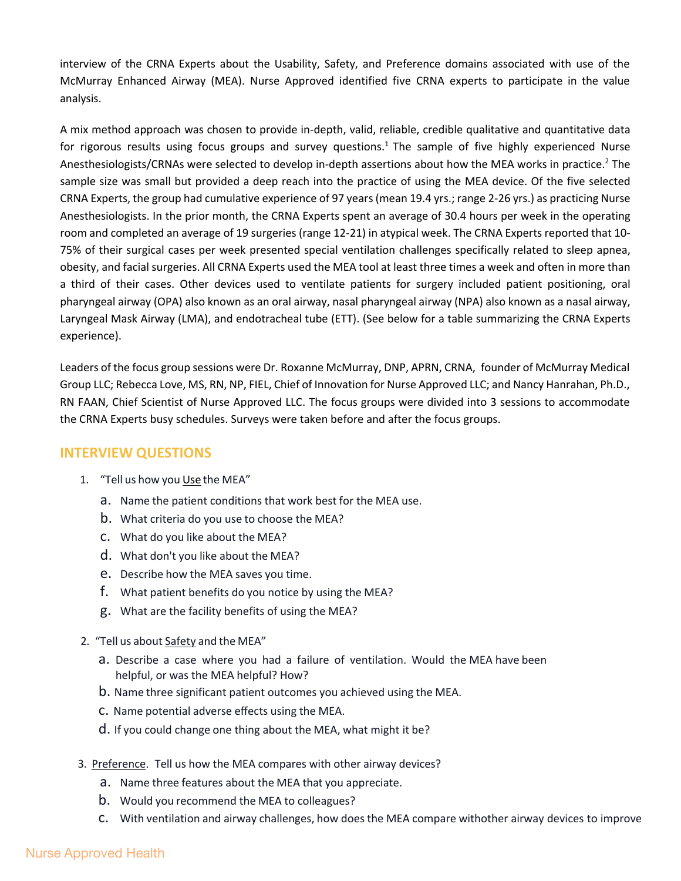interview of the CRNA Experts about the Usability, Safety, and Preference domains associated with use of the McMurray Enhanced Airway (MEA). Nurse Approved identified five CRNA experts to participate in the value analysis.

A mix method approach was chosen to provide in-depth, valid, reliable, credible qualitative and quantitative data for rigorous results using focus groups and survey questions.[1] The sample of five highly experienced Nurse Anesthesiologists/CRNAs were selected to develop in-depth assertions about how the MEA works in practice.[2] The sample size was small but provided a deep reach into the practice of using the MEA device. Of the five selected CRNA Experts, the group had cumulative experience of 97 years (mean 19.4 yrs.; range 2-26 yrs.) as practicing Nurse Anesthesiologists. In the prior month, the CRNA Experts spent an average of 30.4 hours per week in the operating room and completed an average of 19 surgeries (range 12-21) in atypical week. The CRNA Experts reported that 10-75% of their surgical cases per week presented special ventilation challenges specifically related to sleep apnea, obesity, and facial surgeries. All CRNA Experts used the MEA tool at least three times a week and often in more than a third of their cases. Other devices used to ventilate patients for surgery included patient positioning, oral pharyngeal airway (OPA) also known as an oral airway, nasal pharyngeal airway (NPA) also known as a nasal airway, Laryngeal Mask Airway (LMA), and endotracheal tube (ETT). (See below for a table summarizing the CRNA Experts experience).

Leaders of the focus group sessions were Dr. Roxanne McMurray, DNP, APRN, CRNA, founder of McMurray Medical Group LLC; Rebecca Love, MS, RN, NP, FIEL, Chief of Innovation for Nurse Approved LLC; and Nancy Hanrahan, Ph.D., RN FAAN, Chief Scientist of Nurse Approved LLC. The focus groups were divided into 3 sessions to accommodate the CRNA Experts busy schedules. Surveys were taken before and after the focus groups.

## INTERVIEW QUESTIONS

1. "Tell us how you Use the MEA"
   a. Name the patient conditions that work best for the MEA use.
   b. What criteria do you use to choose the MEA?
   c. What do you like about the MEA?
   d. What don't you like about the MEA?
   e. Describe how the MEA saves you time.
   f. What patient benefits do you notice by using the MEA?
   g. What are the facility benefits of using the MEA?

2. "Tell us about Safety and the MEA"
   a. Describe a case where you had a failure of ventilation. Would the MEA have been helpful, or was the MEA helpful? How?
   b. Name three significant patient outcomes you achieved using the MEA.
   c. Name potential adverse effects using the MEA.
   d. If you could change one thing about the MEA, what might it be?

3. Preference. Tell us how the MEA compares with other airway devices?
   a. Name three features about the MEA that you appreciate.
   b. Would you recommend the MEA to colleagues?
   c. With ventilation and airway challenges, how does the MEA compare withother airway devices to improve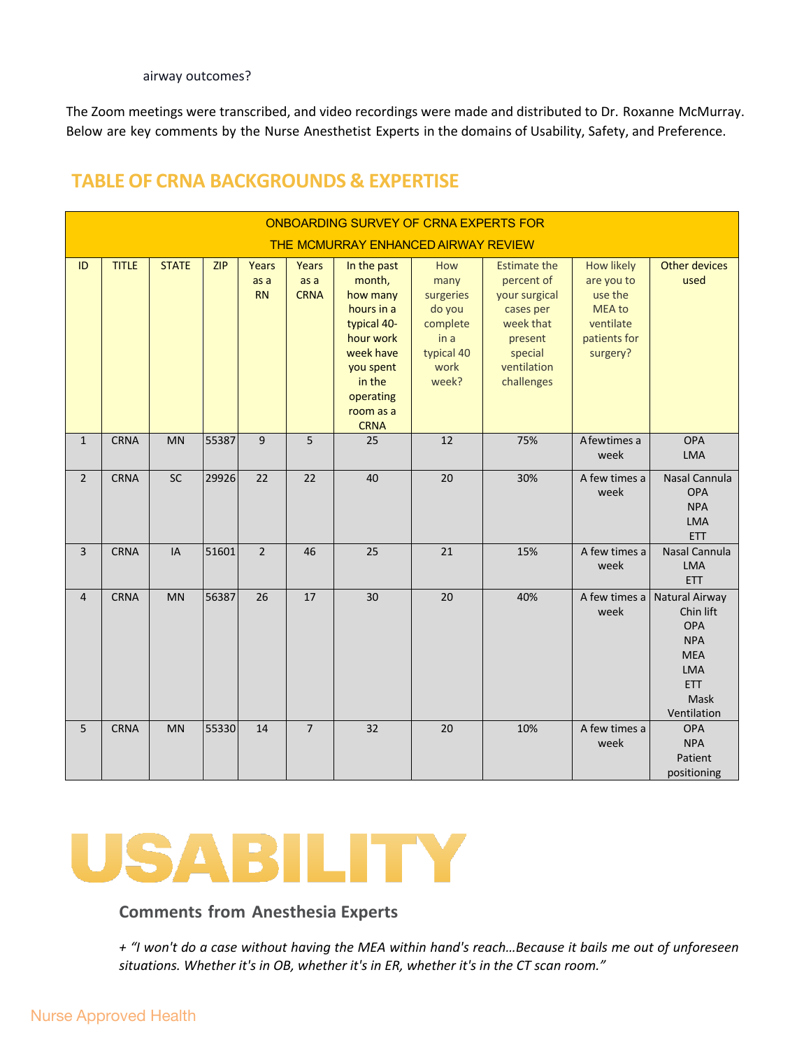airway outcomes?

The Zoom meetings were transcribed, and video recordings were made and distributed to Dr. Roxanne McMurray. Below are key comments by the Nurse Anesthetist Experts in the domains of Usability, Safety, and Preference.

## TABLE OF CRNA BACKGROUNDS & EXPERTISE

| ONBOARDING SURVEY OF CRNA EXPERTS FOR THE MCMURRAY ENHANCED AIRWAY REVIEW | | | | | | | | | | |
|---|---|---|---|---|---|---|---|---|---|---|
| ID | TITLE | STATE | ZIP | Years as a RN | Years as a CRNA | In the past month, how many hours in a typical 40-hour work week have you spent in the operating room as a CRNA | How many surgeries do you complete in a typical 40 work week? | Estimate the percent of your surgical cases per week that present special ventilation challenges | How likely are you to use the MEA to ventilate patients for surgery? | Other devices used |
| 1 | CRNA | MN | 55387 | 9 | 5 | 25 | 12 | 75% | A few times a week | OPA LMA |
| 2 | CRNA | SC | 29926 | 22 | 22 | 40 | 20 | 30% | A few times a week | Nasal Cannula OPA NPA LMA ETT |
| 3 | CRNA | IA | 51601 | 2 | 46 | 25 | 21 | 15% | A few times a week | Nasal Cannula LMA ETT |
| 4 | CRNA | MN | 56387 | 26 | 17 | 30 | 20 | 40% | A few times a week | Natural Airway Chin lift OPA NPA MEA LMA ETT Mask Ventilation |
| 5 | CRNA | MN | 55330 | 14 | 7 | 32 | 20 | 10% | A few times a week | OPA NPA Patient positioning |

# USABILITY

### Comments from Anesthesia Experts

*+ "I won't do a case without having the MEA within hand's reach…Because it bails me out of unforeseen situations. Whether it's in OB, whether it's in ER, whether it's in the CT scan room."*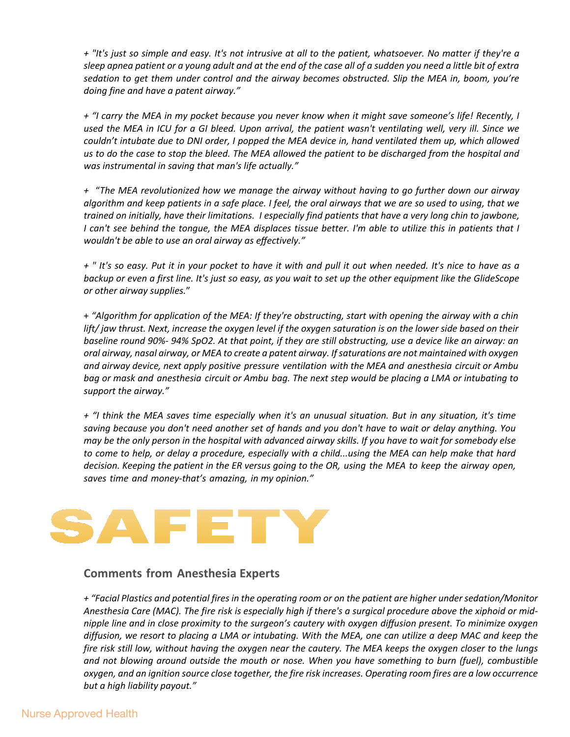*+ "It's just so simple and easy. It's not intrusive at all to the patient, whatsoever. No matter if they're a sleep apnea patient or a young adult and at the end of the case all of a sudden you need a little bit of extra sedation to get them under control and the airway becomes obstructed. Slip the MEA in, boom, you're doing fine and have a patent airway."*

*+ "I carry the MEA in my pocket because you never know when it might save someone's life! Recently, I used the MEA in ICU for a GI bleed. Upon arrival, the patient wasn't ventilating well, very ill. Since we couldn't intubate due to DNI order, I popped the MEA device in, hand ventilated them up, which allowed us to do the case to stop the bleed. The MEA allowed the patient to be discharged from the hospital and was instrumental in saving that man's life actually."*

*+ "The MEA revolutionized how we manage the airway without having to go further down our airway algorithm and keep patients in a safe place. I feel, the oral airways that we are so used to using, that we trained on initially, have their limitations. I especially find patients that have a very long chin to jawbone, I can't see behind the tongue, the MEA displaces tissue better. I'm able to utilize this in patients that I wouldn't be able to use an oral airway as effectively."*

*+ " It's so easy. Put it in your pocket to have it with and pull it out when needed. It's nice to have as a backup or even a first line. It's just so easy, as you wait to set up the other equipment like the GlideScope or other airway supplies."*

*+ "Algorithm for application of the MEA: If they're obstructing, start with opening the airway with a chin lift/ jaw thrust. Next, increase the oxygen level if the oxygen saturation is on the lower side based on their baseline round 90%- 94% SpO2. At that point, if they are still obstructing, use a device like an airway: an oral airway, nasal airway, or MEA to create a patent airway. If saturations are not maintained with oxygen and airway device, next apply positive pressure ventilation with the MEA and anesthesia circuit or Ambu bag or mask and anesthesia circuit or Ambu bag. The next step would be placing a LMA or intubating to support the airway."*

*+ "I think the MEA saves time especially when it's an unusual situation. But in any situation, it's time saving because you don't need another set of hands and you don't have to wait or delay anything. You may be the only person in the hospital with advanced airway skills. If you have to wait for somebody else to come to help, or delay a procedure, especially with a child...using the MEA can help make that hard decision. Keeping the patient in the ER versus going to the OR, using the MEA to keep the airway open, saves time and money-that's amazing, in my opinion."*

# SAFETY

### Comments from Anesthesia Experts

*+ "Facial Plastics and potential fires in the operating room or on the patient are higher under sedation/Monitor Anesthesia Care (MAC). The fire risk is especially high if there's a surgical procedure above the xiphoid or mid-nipple line and in close proximity to the surgeon's cautery with oxygen diffusion present. To minimize oxygen diffusion, we resort to placing a LMA or intubating. With the MEA, one can utilize a deep MAC and keep the fire risk still low, without having the oxygen near the cautery. The MEA keeps the oxygen closer to the lungs and not blowing around outside the mouth or nose. When you have something to burn (fuel), combustible oxygen, and an ignition source close together, the fire risk increases. Operating room fires are a low occurrence but a high liability payout."*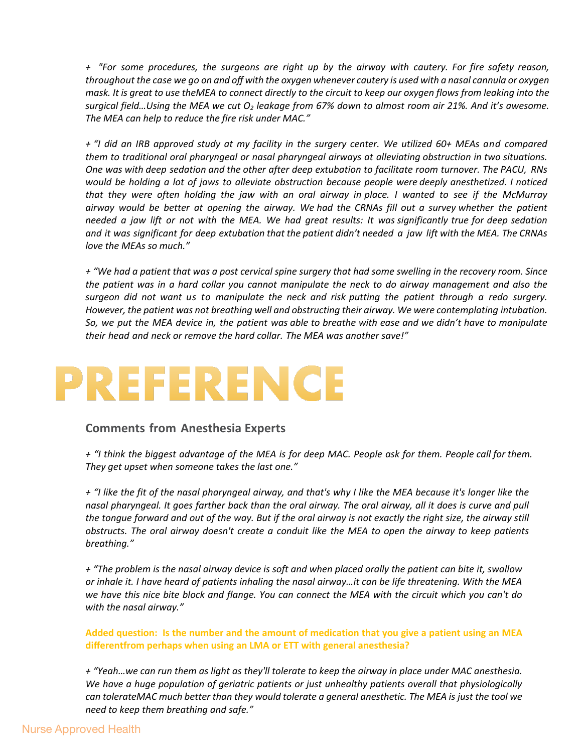*+ "For some procedures, the surgeons are right up by the airway with cautery. For fire safety reason, throughout the case we go on and off with the oxygen whenever cautery is used with a nasal cannula or oxygen mask. It is great to use theMEA to connect directly to the circuit to keep our oxygen flows from leaking into the surgical field…Using the MEA we cut $O_2$ leakage from 67% down to almost room air 21%. And it's awesome. The MEA can help to reduce the fire risk under MAC."*

*+ "I did an IRB approved study at my facility in the surgery center. We utilized 60+ MEAs and compared them to traditional oral pharyngeal or nasal pharyngeal airways at alleviating obstruction in two situations. One was with deep sedation and the other after deep extubation to facilitate room turnover. The PACU, RNs would be holding a lot of jaws to alleviate obstruction because people were deeply anesthetized. I noticed that they were often holding the jaw with an oral airway in place. I wanted to see if the McMurray airway would be better at opening the airway. We had the CRNAs fill out a survey whether the patient needed a jaw lift or not with the MEA. We had great results: It was significantly true for deep sedation and it was significant for deep extubation that the patient didn't needed a jaw lift with the MEA. The CRNAs love the MEAs so much."*

*+ "We had a patient that was a post cervical spine surgery that had some swelling in the recovery room. Since the patient was in a hard collar you cannot manipulate the neck to do airway management and also the surgeon did not want us to manipulate the neck and risk putting the patient through a redo surgery. However, the patient was not breathing well and obstructing their airway. We were contemplating intubation. So, we put the MEA device in, the patient was able to breathe with ease and we didn't have to manipulate their head and neck or remove the hard collar. The MEA was another save!"*

# PREFERENCE

## Comments from Anesthesia Experts

*+ "I think the biggest advantage of the MEA is for deep MAC. People ask for them. People call for them. They get upset when someone takes the last one."*

*+ "I like the fit of the nasal pharyngeal airway, and that's why I like the MEA because it's longer like the nasal pharyngeal. It goes farther back than the oral airway. The oral airway, all it does is curve and pull the tongue forward and out of the way. But if the oral airway is not exactly the right size, the airway still obstructs. The oral airway doesn't create a conduit like the MEA to open the airway to keep patients breathing."*

*+ "The problem is the nasal airway device is soft and when placed orally the patient can bite it, swallow or inhale it. I have heard of patients inhaling the nasal airway…it can be life threatening. With the MEA we have this nice bite block and flange. You can connect the MEA with the circuit which you can't do with the nasal airway."*

**Added question: Is the number and the amount of medication that you give a patient using an MEA differentfrom perhaps when using an LMA or ETT with general anesthesia?**

*+ "Yeah…we can run them as light as they'll tolerate to keep the airway in place under MAC anesthesia. We have a huge population of geriatric patients or just unhealthy patients overall that physiologically can tolerateMAC much better than they would tolerate a general anesthetic. The MEA is just the tool we need to keep them breathing and safe."*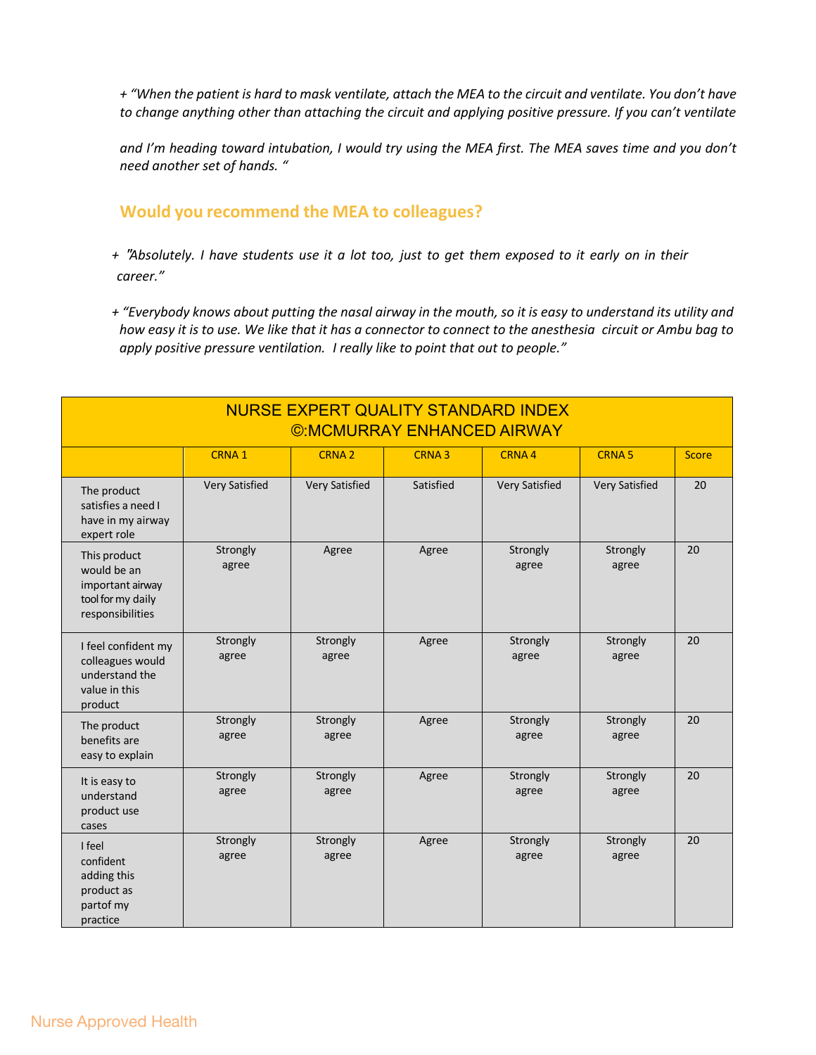+ *"When the patient is hard to mask ventilate, attach the MEA to the circuit and ventilate. You don't have to change anything other than attaching the circuit and applying positive pressure. If you can't ventilate*

*and I'm heading toward intubation, I would try using the MEA first. The MEA saves time and you don't need another set of hands. "*

## Would you recommend the MEA to colleagues?

+ *"Absolutely. I have students use it a lot too, just to get them exposed to it early on in their career."*

+ *"Everybody knows about putting the nasal airway in the mouth, so it is easy to understand its utility and how easy it is to use. We like that it has a connector to connect to the anesthesia circuit or Ambu bag to apply positive pressure ventilation. I really like to point that out to people."*

| NURSE EXPERT QUALITY STANDARD INDEX ©:MCMURRAY ENHANCED AIRWAY | | | | | | |
|---|---|---|---|---|---|---|
| | CRNA 1 | CRNA 2 | CRNA 3 | CRNA 4 | CRNA 5 | Score |
| The product satisfies a need I have in my airway expert role | Very Satisfied | Very Satisfied | Satisfied | Very Satisfied | Very Satisfied | 20 |
| This product would be an important airway tool for my daily responsibilities | Strongly agree | Agree | Agree | Strongly agree | Strongly agree | 20 |
| I feel confident my colleagues would understand the value in this product | Strongly agree | Strongly agree | Agree | Strongly agree | Strongly agree | 20 |
| The product benefits are easy to explain | Strongly agree | Strongly agree | Agree | Strongly agree | Strongly agree | 20 |
| It is easy to understand product use cases | Strongly agree | Strongly agree | Agree | Strongly agree | Strongly agree | 20 |
| I feel confident adding this product as partof my practice | Strongly agree | Strongly agree | Agree | Strongly agree | Strongly agree | 20 |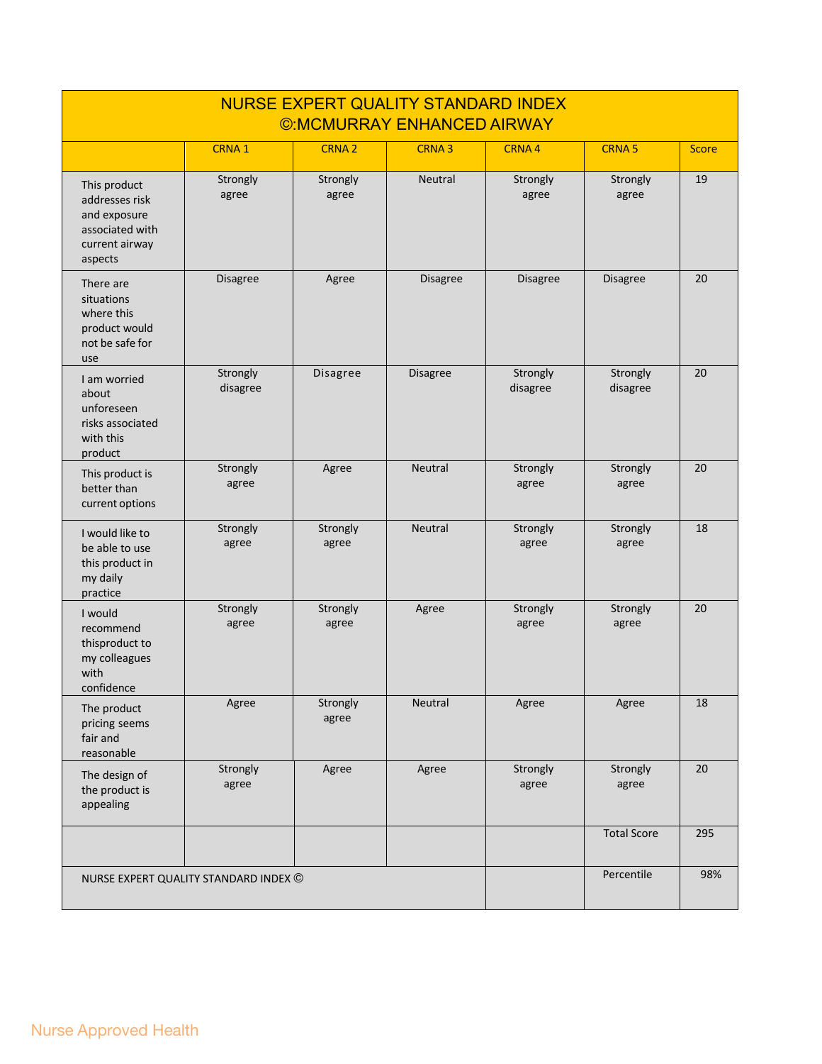# NURSE EXPERT QUALITY STANDARD INDEX
# ©:MCMURRAY ENHANCED AIRWAY

| | CRNA 1 | CRNA 2 | CRNA 3 | CRNA 4 | CRNA 5 | Score |
|---|---|---|---|---|---|---|
| This product addresses risk and exposure associated with current airway aspects | Strongly agree | Strongly agree | Neutral | Strongly agree | Strongly agree | 19 |
| There are situations where this product would not be safe for use | Disagree | Agree | Disagree | Disagree | Disagree | 20 |
| I am worried about unforeseen risks associated with this product | Strongly disagree | Disagree | Disagree | Strongly disagree | Strongly disagree | 20 |
| This product is better than current options | Strongly agree | Agree | Neutral | Strongly agree | Strongly agree | 20 |
| I would like to be able to use this product in my daily practice | Strongly agree | Strongly agree | Neutral | Strongly agree | Strongly agree | 18 |
| I would recommend thisproduct to my colleagues with confidence | Strongly agree | Strongly agree | Agree | Strongly agree | Strongly agree | 20 |
| The product pricing seems fair and reasonable | Agree | Strongly agree | Neutral | Agree | Agree | 18 |
| The design of the product is appealing | Strongly agree | Agree | Agree | Strongly agree | Strongly agree | 20 |
| | | | | | Total Score | 295 |
| NURSE EXPERT QUALITY STANDARD INDEX © | | | | | Percentile | 98% |

Nurse Approved Health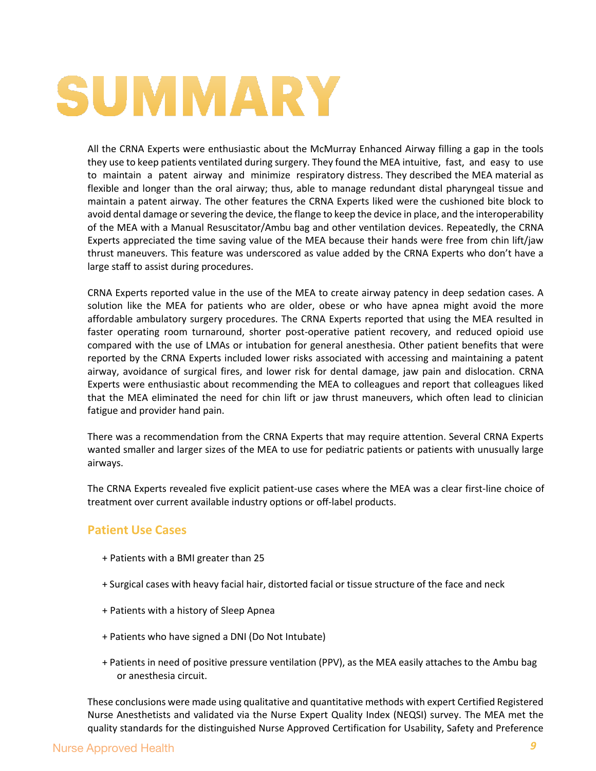# SUMMARY

All the CRNA Experts were enthusiastic about the McMurray Enhanced Airway filling a gap in the tools they use to keep patients ventilated during surgery. They found the MEA intuitive, fast, and easy to use to maintain a patent airway and minimize respiratory distress. They described the MEA material as flexible and longer than the oral airway; thus, able to manage redundant distal pharyngeal tissue and maintain a patent airway. The other features the CRNA Experts liked were the cushioned bite block to avoid dental damage or severing the device, the flange to keep the device in place, and the interoperability of the MEA with a Manual Resuscitator/Ambu bag and other ventilation devices. Repeatedly, the CRNA Experts appreciated the time saving value of the MEA because their hands were free from chin lift/jaw thrust maneuvers. This feature was underscored as value added by the CRNA Experts who don't have a large staff to assist during procedures.

CRNA Experts reported value in the use of the MEA to create airway patency in deep sedation cases. A solution like the MEA for patients who are older, obese or who have apnea might avoid the more affordable ambulatory surgery procedures. The CRNA Experts reported that using the MEA resulted in faster operating room turnaround, shorter post-operative patient recovery, and reduced opioid use compared with the use of LMAs or intubation for general anesthesia. Other patient benefits that were reported by the CRNA Experts included lower risks associated with accessing and maintaining a patent airway, avoidance of surgical fires, and lower risk for dental damage, jaw pain and dislocation. CRNA Experts were enthusiastic about recommending the MEA to colleagues and report that colleagues liked that the MEA eliminated the need for chin lift or jaw thrust maneuvers, which often lead to clinician fatigue and provider hand pain.

There was a recommendation from the CRNA Experts that may require attention. Several CRNA Experts wanted smaller and larger sizes of the MEA to use for pediatric patients or patients with unusually large airways.

The CRNA Experts revealed five explicit patient-use cases where the MEA was a clear first-line choice of treatment over current available industry options or off-label products.

## Patient Use Cases

+ Patients with a BMI greater than 25

+ Surgical cases with heavy facial hair, distorted facial or tissue structure of the face and neck

+ Patients with a history of Sleep Apnea

+ Patients who have signed a DNI (Do Not Intubate)

+ Patients in need of positive pressure ventilation (PPV), as the MEA easily attaches to the Ambu bag or anesthesia circuit.

These conclusions were made using qualitative and quantitative methods with expert Certified Registered Nurse Anesthetists and validated via the Nurse Expert Quality Index (NEQSI) survey. The MEA met the quality standards for the distinguished Nurse Approved Certification for Usability, Safety and Preference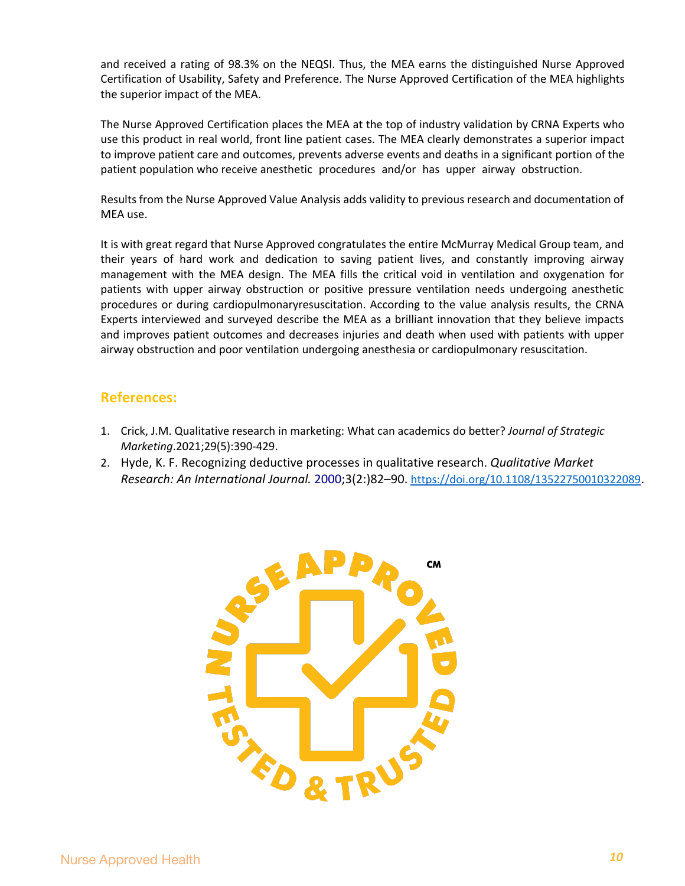and received a rating of 98.3% on the NEQSI. Thus, the MEA earns the distinguished Nurse Approved Certification of Usability, Safety and Preference. The Nurse Approved Certification of the MEA highlights the superior impact of the MEA.

The Nurse Approved Certification places the MEA at the top of industry validation by CRNA Experts who use this product in real world, front line patient cases. The MEA clearly demonstrates a superior impact to improve patient care and outcomes, prevents adverse events and deaths in a significant portion of the patient population who receive anesthetic procedures and/or has upper airway obstruction.

Results from the Nurse Approved Value Analysis adds validity to previous research and documentation of MEA use.

It is with great regard that Nurse Approved congratulates the entire McMurray Medical Group team, and their years of hard work and dedication to saving patient lives, and constantly improving airway management with the MEA design. The MEA fills the critical void in ventilation and oxygenation for patients with upper airway obstruction or positive pressure ventilation needs undergoing anesthetic procedures or during cardiopulmonaryresuscitation. According to the value analysis results, the CRNA Experts interviewed and surveyed describe the MEA as a brilliant innovation that they believe impacts and improves patient outcomes and decreases injuries and death when used with patients with upper airway obstruction and poor ventilation undergoing anesthesia or cardiopulmonary resuscitation.

## References:

1. Crick, J.M. Qualitative research in marketing: What can academics do better? *Journal of Strategic Marketing*.2021;29(5):390-429.
2. Hyde, K. F. Recognizing deductive processes in qualitative research. *Qualitative Market Research: An International Journal.* 2000;3(2:)82–90. https://doi.org/10.1108/13522750010322089.

NURSE APPROVED CM
TESTED & TRUSTED